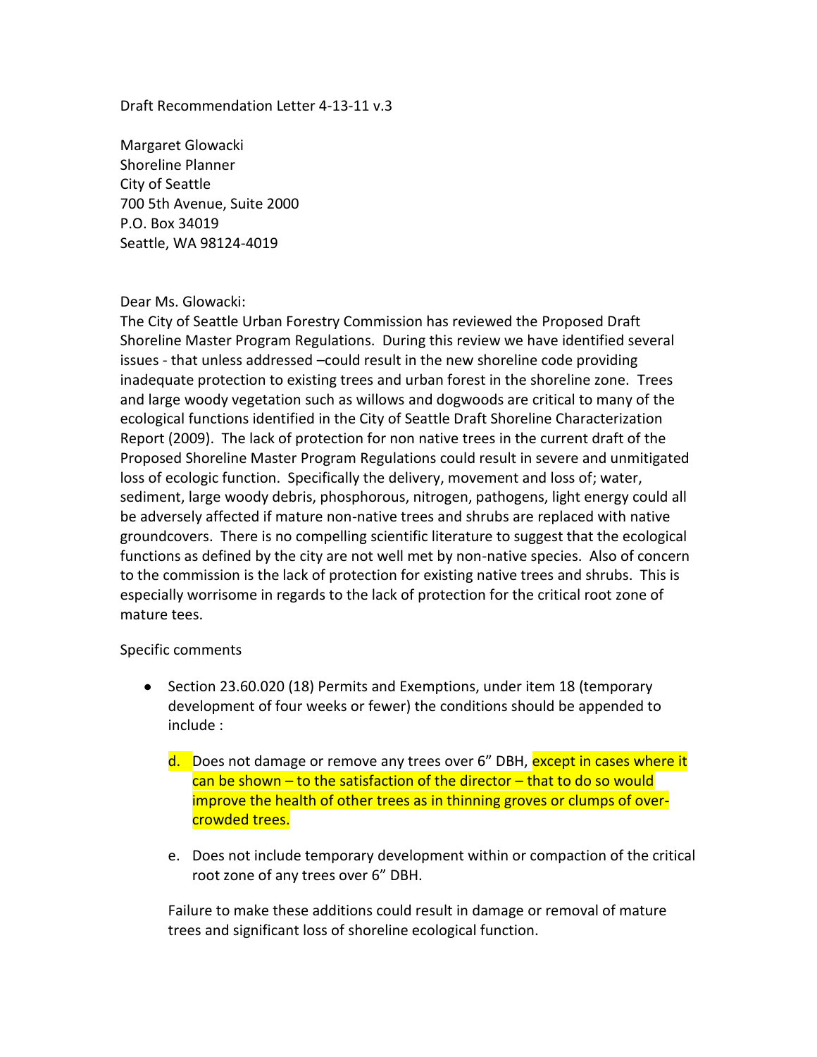Draft Recommendation Letter 4-13-11 v.3

Margaret Glowacki
Shoreline Planner
City of Seattle
700 5th Avenue, Suite 2000
P.O. Box 34019
Seattle, WA 98124-4019

Dear Ms. Glowacki:

The City of Seattle Urban Forestry Commission has reviewed the Proposed Draft Shoreline Master Program Regulations. During this review we have identified several issues - that unless addressed –could result in the new shoreline code providing inadequate protection to existing trees and urban forest in the shoreline zone. Trees and large woody vegetation such as willows and dogwoods are critical to many of the ecological functions identified in the City of Seattle Draft Shoreline Characterization Report (2009). The lack of protection for non native trees in the current draft of the Proposed Shoreline Master Program Regulations could result in severe and unmitigated loss of ecologic function. Specifically the delivery, movement and loss of; water, sediment, large woody debris, phosphorous, nitrogen, pathogens, light energy could all be adversely affected if mature non-native trees and shrubs are replaced with native groundcovers. There is no compelling scientific literature to suggest that the ecological functions as defined by the city are not well met by non-native species. Also of concern to the commission is the lack of protection for existing native trees and shrubs. This is especially worrisome in regards to the lack of protection for the critical root zone of mature tees.

Specific comments

- Section 23.60.020 (18) Permits and Exemptions, under item 18 (temporary development of four weeks or fewer) the conditions should be appended to include :

    d. Does not damage or remove any trees over 6" DBH, except in cases where it can be shown – to the satisfaction of the director – that to do so would improve the health of other trees as in thinning groves or clumps of over-crowded trees.

    e. Does not include temporary development within or compaction of the critical root zone of any trees over 6" DBH.

  Failure to make these additions could result in damage or removal of mature trees and significant loss of shoreline ecological function.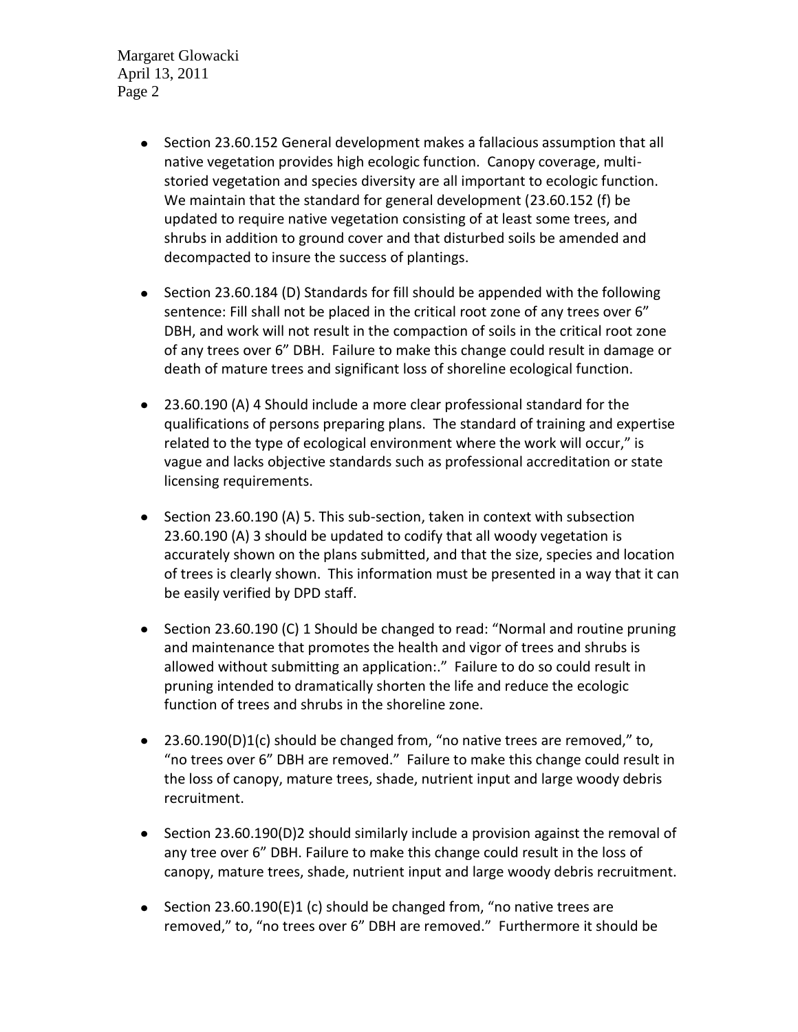- Section 23.60.152 General development makes a fallacious assumption that all native vegetation provides high ecologic function. Canopy coverage, multi-storied vegetation and species diversity are all important to ecologic function. We maintain that the standard for general development (23.60.152 (f) be updated to require native vegetation consisting of at least some trees, and shrubs in addition to ground cover and that disturbed soils be amended and decompacted to insure the success of plantings.

- Section 23.60.184 (D) Standards for fill should be appended with the following sentence: Fill shall not be placed in the critical root zone of any trees over 6" DBH, and work will not result in the compaction of soils in the critical root zone of any trees over 6" DBH. Failure to make this change could result in damage or death of mature trees and significant loss of shoreline ecological function.

- 23.60.190 (A) 4 Should include a more clear professional standard for the qualifications of persons preparing plans. The standard of training and expertise related to the type of ecological environment where the work will occur," is vague and lacks objective standards such as professional accreditation or state licensing requirements.

- Section 23.60.190 (A) 5. This sub-section, taken in context with subsection 23.60.190 (A) 3 should be updated to codify that all woody vegetation is accurately shown on the plans submitted, and that the size, species and location of trees is clearly shown. This information must be presented in a way that it can be easily verified by DPD staff.

- Section 23.60.190 (C) 1 Should be changed to read: "Normal and routine pruning and maintenance that promotes the health and vigor of trees and shrubs is allowed without submitting an application:." Failure to do so could result in pruning intended to dramatically shorten the life and reduce the ecologic function of trees and shrubs in the shoreline zone.

- 23.60.190(D)1(c) should be changed from, "no native trees are removed," to, "no trees over 6" DBH are removed." Failure to make this change could result in the loss of canopy, mature trees, shade, nutrient input and large woody debris recruitment.

- Section 23.60.190(D)2 should similarly include a provision against the removal of any tree over 6" DBH. Failure to make this change could result in the loss of canopy, mature trees, shade, nutrient input and large woody debris recruitment.

- Section 23.60.190(E)1 (c) should be changed from, "no native trees are removed," to, "no trees over 6" DBH are removed." Furthermore it should be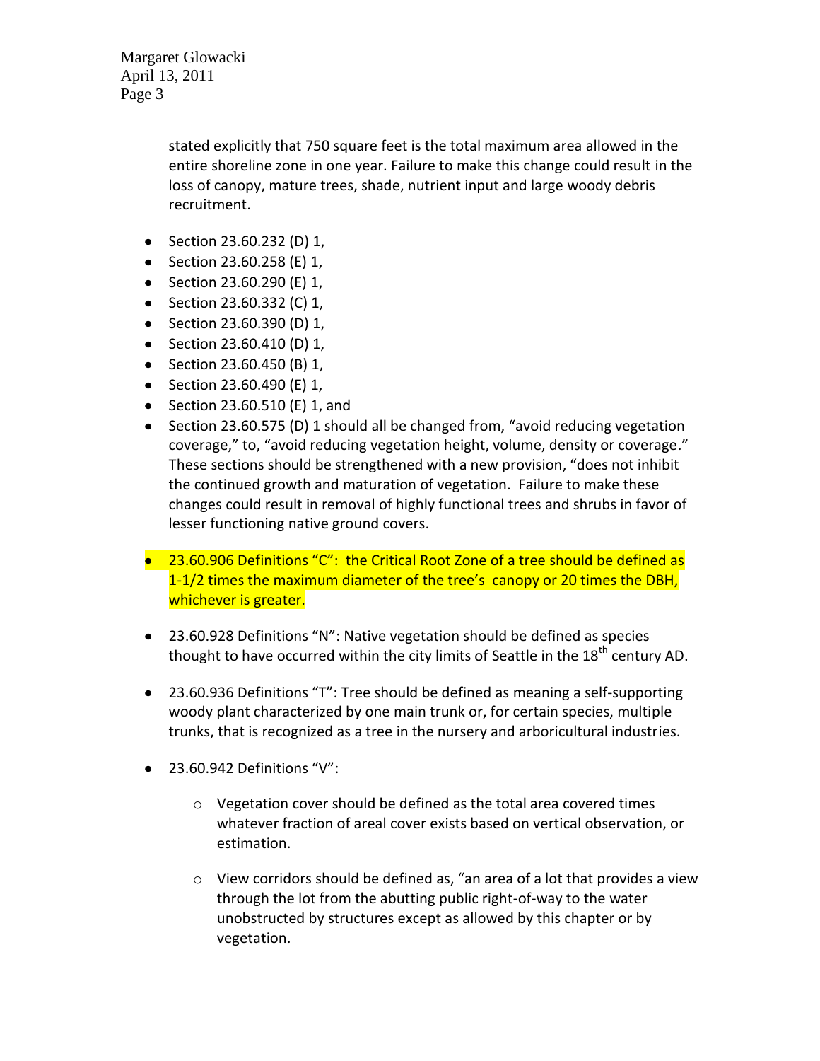stated explicitly that 750 square feet is the total maximum area allowed in the entire shoreline zone in one year. Failure to make this change could result in the loss of canopy, mature trees, shade, nutrient input and large woody debris recruitment.

- Section 23.60.232 (D) 1,
- Section 23.60.258 (E) 1,
- Section 23.60.290 (E) 1,
- Section 23.60.332 (C) 1,
- Section 23.60.390 (D) 1,
- Section 23.60.410 (D) 1,
- Section 23.60.450 (B) 1,
- Section 23.60.490 (E) 1,
- Section 23.60.510 (E) 1, and
- Section 23.60.575 (D) 1 should all be changed from, "avoid reducing vegetation coverage," to, "avoid reducing vegetation height, volume, density or coverage." These sections should be strengthened with a new provision, "does not inhibit the continued growth and maturation of vegetation. Failure to make these changes could result in removal of highly functional trees and shrubs in favor of lesser functioning native ground covers.

- 23.60.906 Definitions "C": the Critical Root Zone of a tree should be defined as 1-1/2 times the maximum diameter of the tree's canopy or 20 times the DBH, whichever is greater.

- 23.60.928 Definitions "N": Native vegetation should be defined as species thought to have occurred within the city limits of Seattle in the 18th century AD.

- 23.60.936 Definitions "T": Tree should be defined as meaning a self-supporting woody plant characterized by one main trunk or, for certain species, multiple trunks, that is recognized as a tree in the nursery and arboricultural industries.

- 23.60.942 Definitions "V":

  - Vegetation cover should be defined as the total area covered times whatever fraction of areal cover exists based on vertical observation, or estimation.

  - View corridors should be defined as, "an area of a lot that provides a view through the lot from the abutting public right-of-way to the water unobstructed by structures except as allowed by this chapter or by vegetation.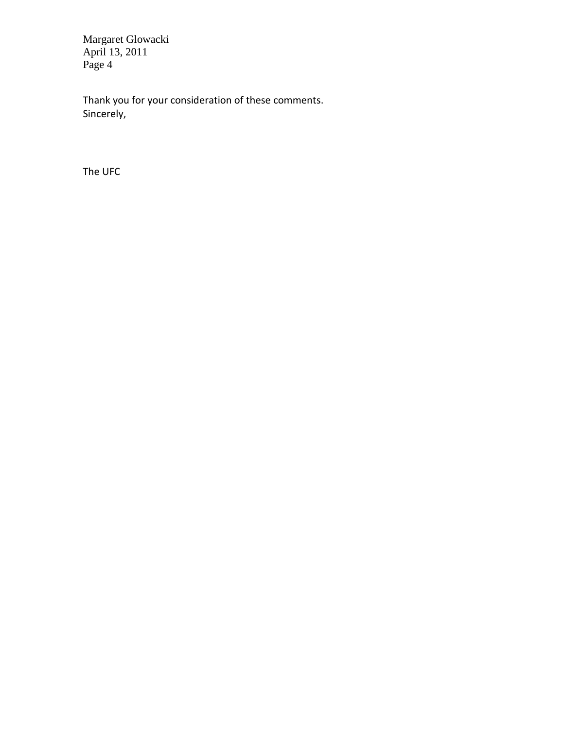Thank you for your consideration of these comments.
Sincerely,

The UFC